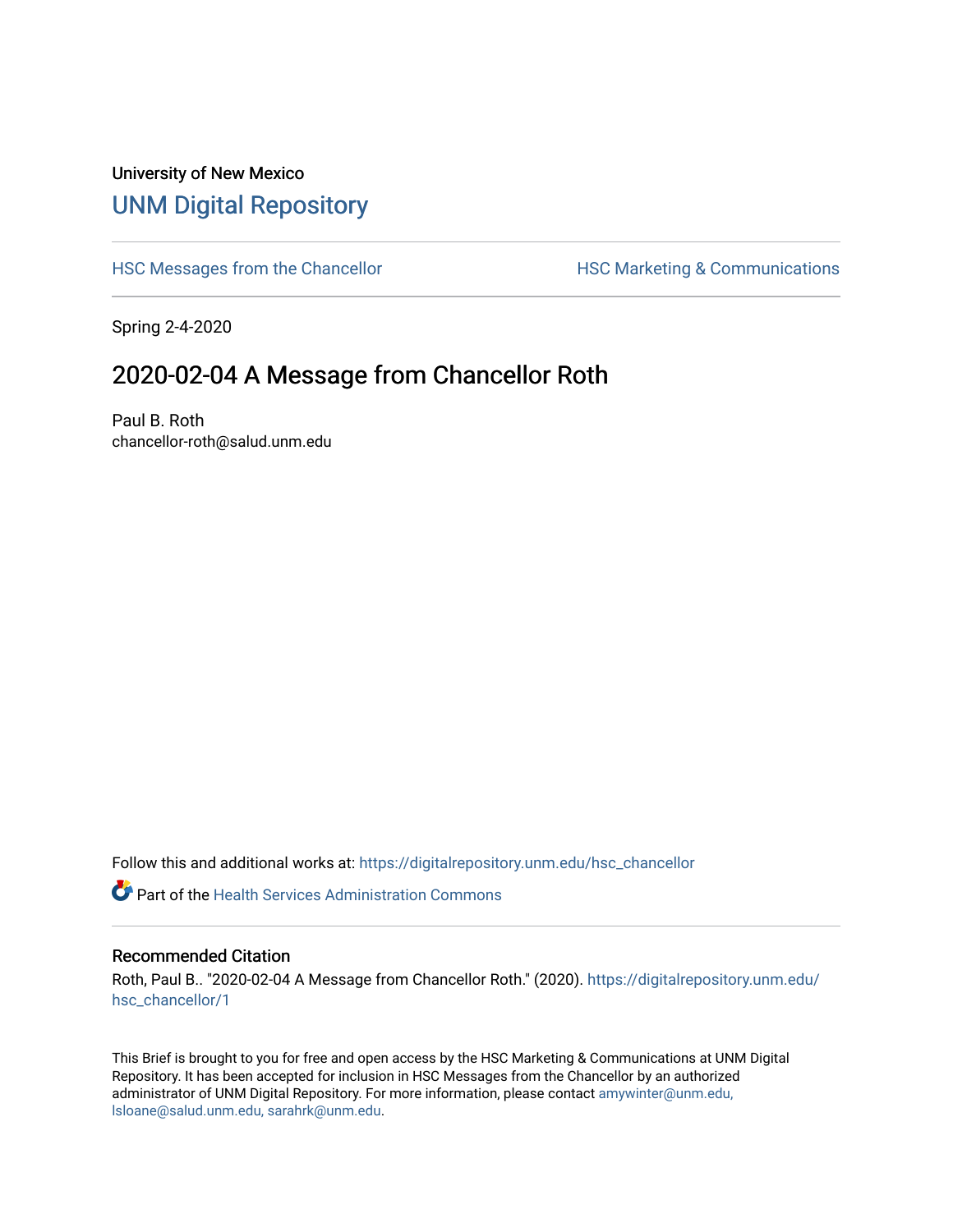University of New Mexico

# UNM Digital Repository

HSC Messages from the Chancellor

HSC Marketing & Communications

Spring 2-4-2020

## 2020-02-04 A Message from Chancellor Roth

Paul B. Roth
chancellor-roth@salud.unm.edu

Follow this and additional works at: https://digitalrepository.unm.edu/hsc_chancellor

Part of the Health Services Administration Commons

### Recommended Citation

Roth, Paul B.. "2020-02-04 A Message from Chancellor Roth." (2020). https://digitalrepository.unm.edu/hsc_chancellor/1

This Brief is brought to you for free and open access by the HSC Marketing & Communications at UNM Digital Repository. It has been accepted for inclusion in HSC Messages from the Chancellor by an authorized administrator of UNM Digital Repository. For more information, please contact amywinter@unm.edu, lsloane@salud.unm.edu, sarahrk@unm.edu.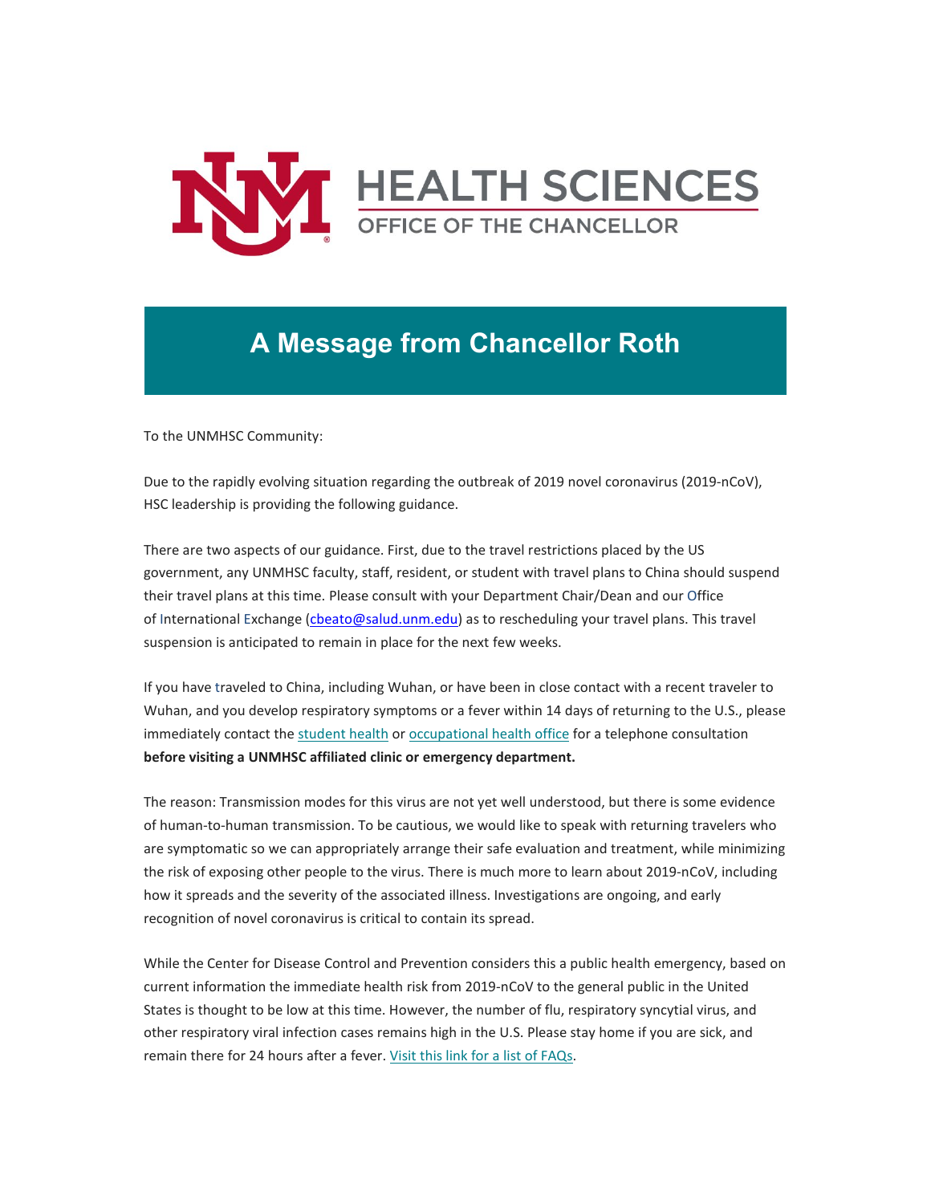# HEALTH SCIENCES

OFFICE OF THE CHANCELLOR

## A Message from Chancellor Roth

To the UNMHSC Community:

Due to the rapidly evolving situation regarding the outbreak of 2019 novel coronavirus (2019-nCoV), HSC leadership is providing the following guidance.

There are two aspects of our guidance. First, due to the travel restrictions placed by the US government, any UNMHSC faculty, staff, resident, or student with travel plans to China should suspend their travel plans at this time. Please consult with your Department Chair/Dean and our Office of International Exchange (cbeato@salud.unm.edu) as to rescheduling your travel plans. This travel suspension is anticipated to remain in place for the next few weeks.

If you have traveled to China, including Wuhan, or have been in close contact with a recent traveler to Wuhan, and you develop respiratory symptoms or a fever within 14 days of returning to the U.S., please immediately contact the student health or occupational health office for a telephone consultation **before visiting a UNMHSC affiliated clinic or emergency department.**

The reason: Transmission modes for this virus are not yet well understood, but there is some evidence of human-to-human transmission. To be cautious, we would like to speak with returning travelers who are symptomatic so we can appropriately arrange their safe evaluation and treatment, while minimizing the risk of exposing other people to the virus. There is much more to learn about 2019-nCoV, including how it spreads and the severity of the associated illness. Investigations are ongoing, and early recognition of novel coronavirus is critical to contain its spread.

While the Center for Disease Control and Prevention considers this a public health emergency, based on current information the immediate health risk from 2019-nCoV to the general public in the United States is thought to be low at this time. However, the number of flu, respiratory syncytial virus, and other respiratory viral infection cases remains high in the U.S. Please stay home if you are sick, and remain there for 24 hours after a fever. Visit this link for a list of FAQs.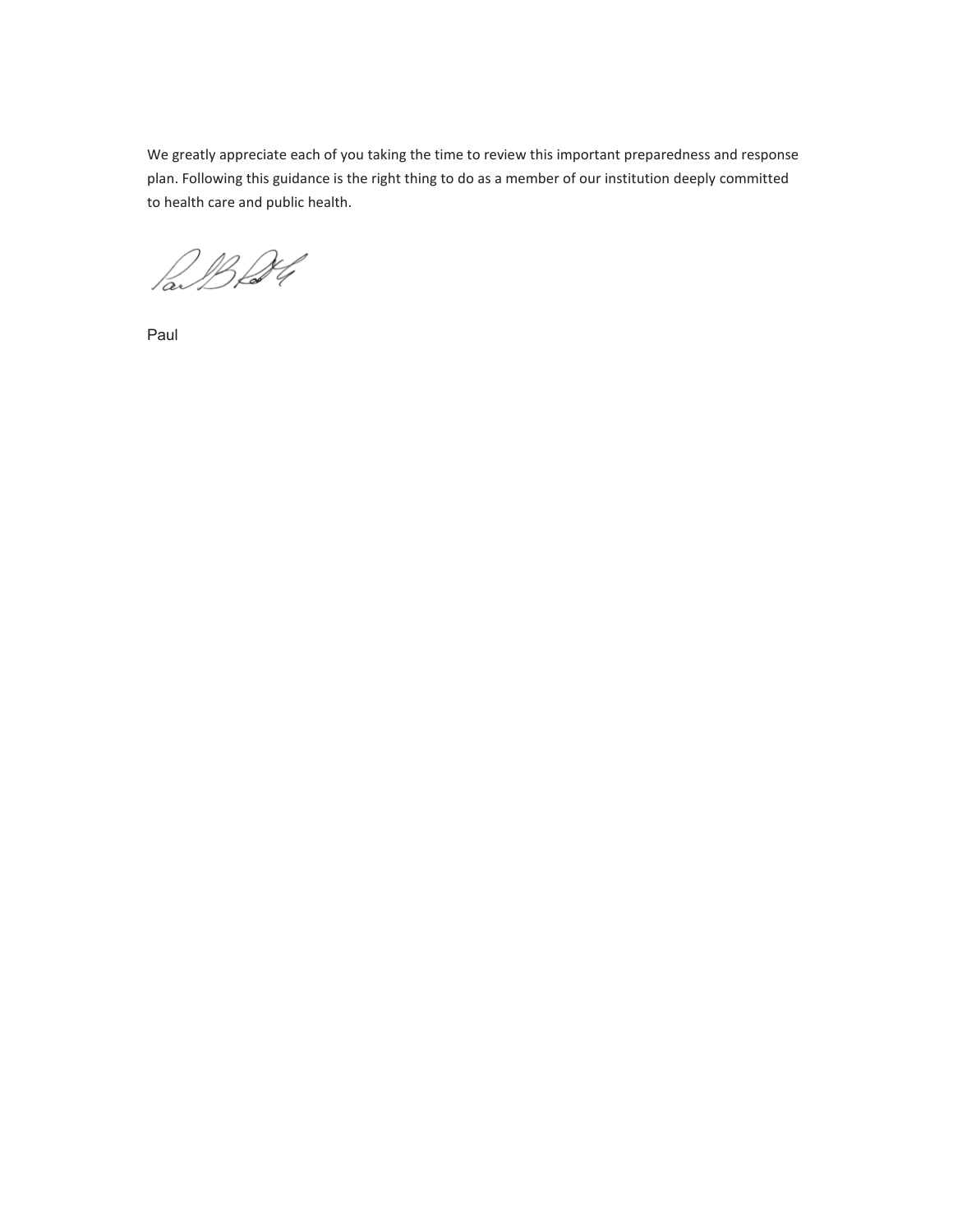We greatly appreciate each of you taking the time to review this important preparedness and response plan. Following this guidance is the right thing to do as a member of our institution deeply committed to health care and public health.

Paul